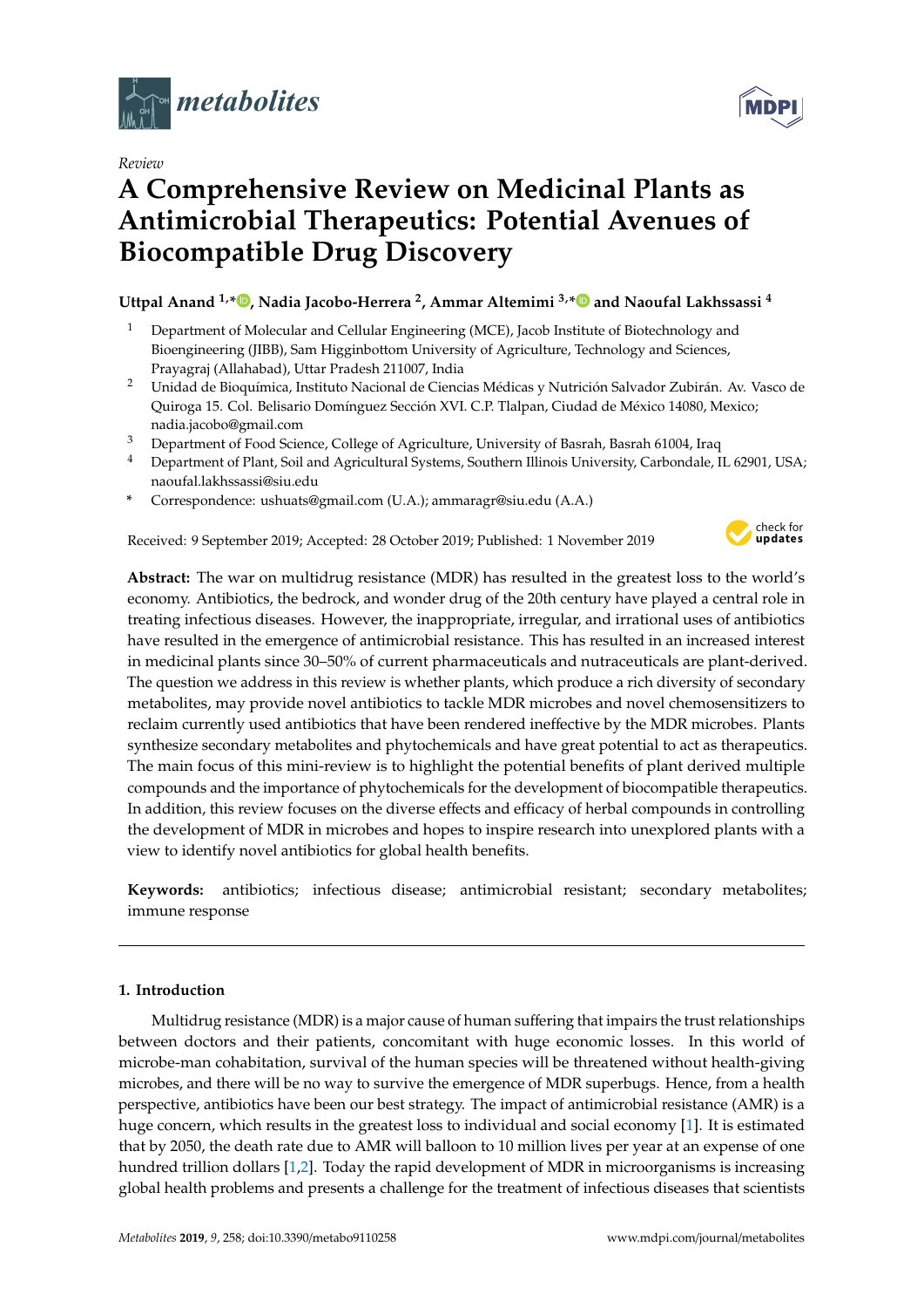*Review*

# A Comprehensive Review on Medicinal Plants as Antimicrobial Therapeutics: Potential Avenues of Biocompatible Drug Discovery

**Uttpal Anand [1,*], Nadia Jacobo-Herrera [2], Ammar Altemimi [3,*] and Naoufal Lakhssassi [4]**

1. Department of Molecular and Cellular Engineering (MCE), Jacob Institute of Biotechnology and Bioengineering (JIBB), Sam Higginbottom University of Agriculture, Technology and Sciences, Prayagraj (Allahabad), Uttar Pradesh 211007, India
2. Unidad de Bioquímica, Instituto Nacional de Ciencias Médicas y Nutrición Salvador Zubirán. Av. Vasco de Quiroga 15. Col. Belisario Domínguez Sección XVI. C.P. Tlalpan, Ciudad de México 14080, Mexico; nadia.jacobo@gmail.com
3. Department of Food Science, College of Agriculture, University of Basrah, Basrah 61004, Iraq
4. Department of Plant, Soil and Agricultural Systems, Southern Illinois University, Carbondale, IL 62901, USA; naoufal.lakhssassi@siu.edu

\* Correspondence: ushuats@gmail.com (U.A.); ammaragr@siu.edu (A.A.)

Received: 9 September 2019; Accepted: 28 October 2019; Published: 1 November 2019

**Abstract:** The war on multidrug resistance (MDR) has resulted in the greatest loss to the world's economy. Antibiotics, the bedrock, and wonder drug of the 20th century have played a central role in treating infectious diseases. However, the inappropriate, irregular, and irrational uses of antibiotics have resulted in the emergence of antimicrobial resistance. This has resulted in an increased interest in medicinal plants since 30–50% of current pharmaceuticals and nutraceuticals are plant-derived. The question we address in this review is whether plants, which produce a rich diversity of secondary metabolites, may provide novel antibiotics to tackle MDR microbes and novel chemosensitizers to reclaim currently used antibiotics that have been rendered ineffective by the MDR microbes. Plants synthesize secondary metabolites and phytochemicals and have great potential to act as therapeutics. The main focus of this mini-review is to highlight the potential benefits of plant derived multiple compounds and the importance of phytochemicals for the development of biocompatible therapeutics. In addition, this review focuses on the diverse effects and efficacy of herbal compounds in controlling the development of MDR in microbes and hopes to inspire research into unexplored plants with a view to identify novel antibiotics for global health benefits.

**Keywords:** antibiotics; infectious disease; antimicrobial resistant; secondary metabolites; immune response

## 1. Introduction

Multidrug resistance (MDR) is a major cause of human suffering that impairs the trust relationships between doctors and their patients, concomitant with huge economic losses. In this world of microbe-man cohabitation, survival of the human species will be threatened without health-giving microbes, and there will be no way to survive the emergence of MDR superbugs. Hence, from a health perspective, antibiotics have been our best strategy. The impact of antimicrobial resistance (AMR) is a huge concern, which results in the greatest loss to individual and social economy [1]. It is estimated that by 2050, the death rate due to AMR will balloon to 10 million lives per year at an expense of one hundred trillion dollars [1,2]. Today the rapid development of MDR in microorganisms is increasing global health problems and presents a challenge for the treatment of infectious diseases that scientists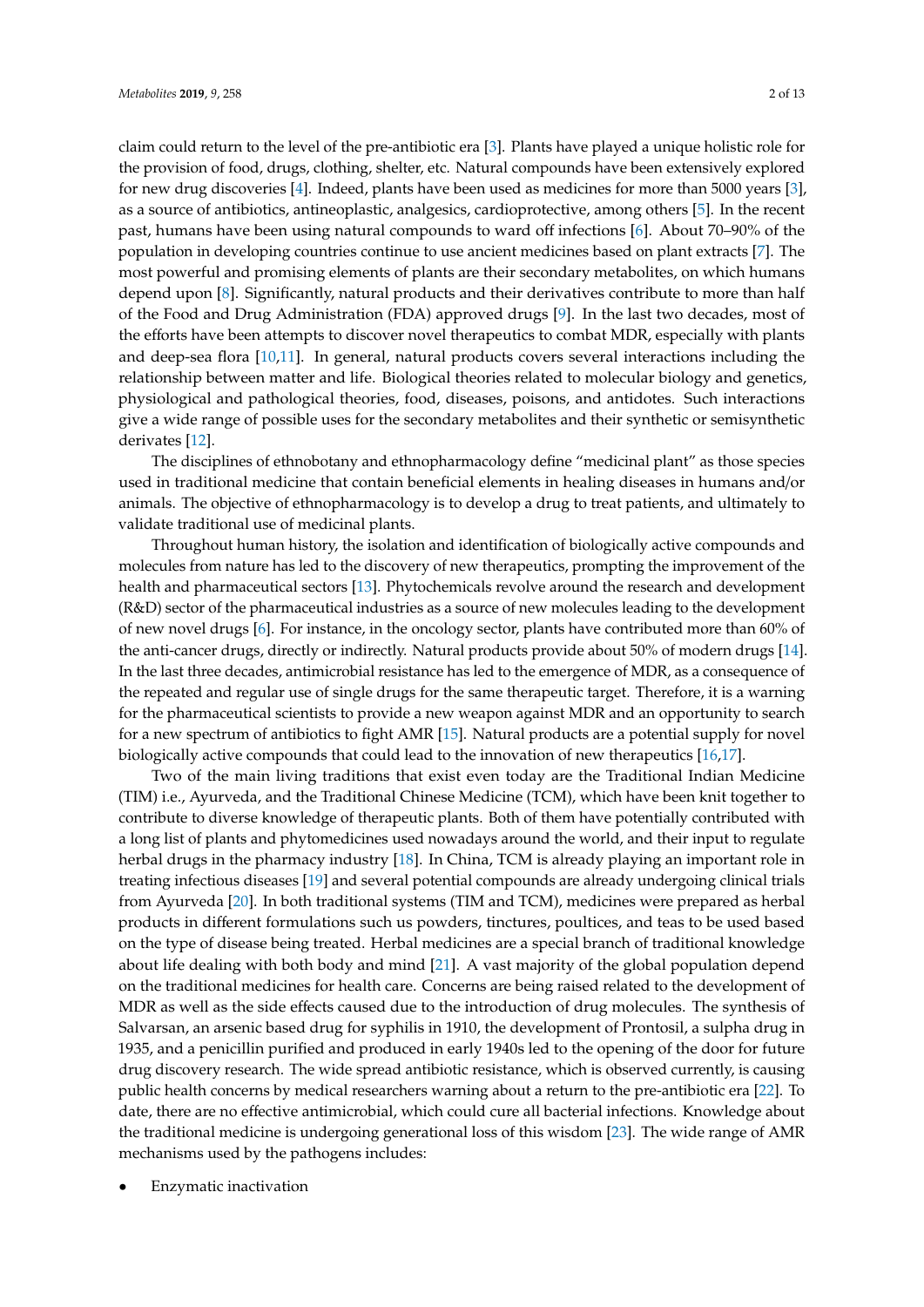claim could return to the level of the pre-antibiotic era [3]. Plants have played a unique holistic role for the provision of food, drugs, clothing, shelter, etc. Natural compounds have been extensively explored for new drug discoveries [4]. Indeed, plants have been used as medicines for more than 5000 years [3], as a source of antibiotics, antineoplastic, analgesics, cardioprotective, among others [5]. In the recent past, humans have been using natural compounds to ward off infections [6]. About 70–90% of the population in developing countries continue to use ancient medicines based on plant extracts [7]. The most powerful and promising elements of plants are their secondary metabolites, on which humans depend upon [8]. Significantly, natural products and their derivatives contribute to more than half of the Food and Drug Administration (FDA) approved drugs [9]. In the last two decades, most of the efforts have been attempts to discover novel therapeutics to combat MDR, especially with plants and deep-sea flora [10,11]. In general, natural products covers several interactions including the relationship between matter and life. Biological theories related to molecular biology and genetics, physiological and pathological theories, food, diseases, poisons, and antidotes. Such interactions give a wide range of possible uses for the secondary metabolites and their synthetic or semisynthetic derivates [12].

The disciplines of ethnobotany and ethnopharmacology define "medicinal plant" as those species used in traditional medicine that contain beneficial elements in healing diseases in humans and/or animals. The objective of ethnopharmacology is to develop a drug to treat patients, and ultimately to validate traditional use of medicinal plants.

Throughout human history, the isolation and identification of biologically active compounds and molecules from nature has led to the discovery of new therapeutics, prompting the improvement of the health and pharmaceutical sectors [13]. Phytochemicals revolve around the research and development (R&D) sector of the pharmaceutical industries as a source of new molecules leading to the development of new novel drugs [6]. For instance, in the oncology sector, plants have contributed more than 60% of the anti-cancer drugs, directly or indirectly. Natural products provide about 50% of modern drugs [14]. In the last three decades, antimicrobial resistance has led to the emergence of MDR, as a consequence of the repeated and regular use of single drugs for the same therapeutic target. Therefore, it is a warning for the pharmaceutical scientists to provide a new weapon against MDR and an opportunity to search for a new spectrum of antibiotics to fight AMR [15]. Natural products are a potential supply for novel biologically active compounds that could lead to the innovation of new therapeutics [16,17].

Two of the main living traditions that exist even today are the Traditional Indian Medicine (TIM) i.e., Ayurveda, and the Traditional Chinese Medicine (TCM), which have been knit together to contribute to diverse knowledge of therapeutic plants. Both of them have potentially contributed with a long list of plants and phytomedicines used nowadays around the world, and their input to regulate herbal drugs in the pharmacy industry [18]. In China, TCM is already playing an important role in treating infectious diseases [19] and several potential compounds are already undergoing clinical trials from Ayurveda [20]. In both traditional systems (TIM and TCM), medicines were prepared as herbal products in different formulations such us powders, tinctures, poultices, and teas to be used based on the type of disease being treated. Herbal medicines are a special branch of traditional knowledge about life dealing with both body and mind [21]. A vast majority of the global population depend on the traditional medicines for health care. Concerns are being raised related to the development of MDR as well as the side effects caused due to the introduction of drug molecules. The synthesis of Salvarsan, an arsenic based drug for syphilis in 1910, the development of Prontosil, a sulpha drug in 1935, and a penicillin purified and produced in early 1940s led to the opening of the door for future drug discovery research. The wide spread antibiotic resistance, which is observed currently, is causing public health concerns by medical researchers warning about a return to the pre-antibiotic era [22]. To date, there are no effective antimicrobial, which could cure all bacterial infections. Knowledge about the traditional medicine is undergoing generational loss of this wisdom [23]. The wide range of AMR mechanisms used by the pathogens includes:

- Enzymatic inactivation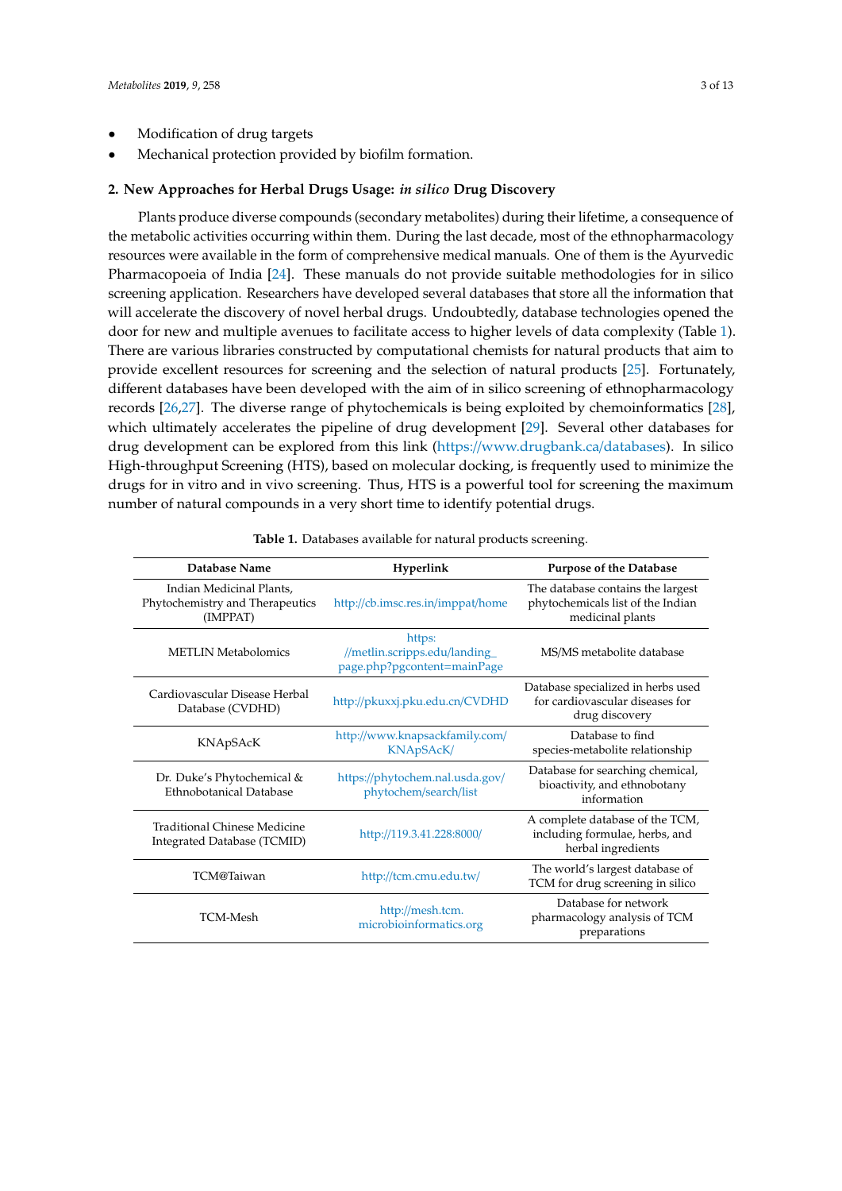- Modification of drug targets
- Mechanical protection provided by biofilm formation.

## 2. New Approaches for Herbal Drugs Usage: *in silico* Drug Discovery

Plants produce diverse compounds (secondary metabolites) during their lifetime, a consequence of the metabolic activities occurring within them. During the last decade, most of the ethnopharmacology resources were available in the form of comprehensive medical manuals. One of them is the Ayurvedic Pharmacopoeia of India [24]. These manuals do not provide suitable methodologies for in silico screening application. Researchers have developed several databases that store all the information that will accelerate the discovery of novel herbal drugs. Undoubtedly, database technologies opened the door for new and multiple avenues to facilitate access to higher levels of data complexity (Table 1). There are various libraries constructed by computational chemists for natural products that aim to provide excellent resources for screening and the selection of natural products [25]. Fortunately, different databases have been developed with the aim of in silico screening of ethnopharmacology records [26,27]. The diverse range of phytochemicals is being exploited by chemoinformatics [28], which ultimately accelerates the pipeline of drug development [29]. Several other databases for drug development can be explored from this link (https://www.drugbank.ca/databases). In silico High-throughput Screening (HTS), based on molecular docking, is frequently used to minimize the drugs for in vitro and in vivo screening. Thus, HTS is a powerful tool for screening the maximum number of natural compounds in a very short time to identify potential drugs.

**Table 1.** Databases available for natural products screening.

| Database Name | Hyperlink | Purpose of the Database |
|---|---|---|
| Indian Medicinal Plants, Phytochemistry and Therapeutics (IMPPAT) | http://cb.imsc.res.in/imppat/home | The database contains the largest phytochemicals list of the Indian medicinal plants |
| METLIN Metabolomics | https://metlin.scripps.edu/landing_page.php?pgcontent=mainPage | MS/MS metabolite database |
| Cardiovascular Disease Herbal Database (CVDHD) | http://pkuxxj.pku.edu.cn/CVDHD | Database specialized in herbs used for cardiovascular diseases for drug discovery |
| KNApSAcK | http://www.knapsackfamily.com/KNApSAcK/ | Database to find species-metabolite relationship |
| Dr. Duke's Phytochemical & Ethnobotanical Database | https://phytochem.nal.usda.gov/phytochem/search/list | Database for searching chemical, bioactivity, and ethnobotany information |
| Traditional Chinese Medicine Integrated Database (TCMID) | http://119.3.41.228:8000/ | A complete database of the TCM, including formulae, herbs, and herbal ingredients |
| TCM@Taiwan | http://tcm.cmu.edu.tw/ | The world's largest database of TCM for drug screening in silico |
| TCM-Mesh | http://mesh.tcm.microbioinformatics.org | Database for network pharmacology analysis of TCM preparations |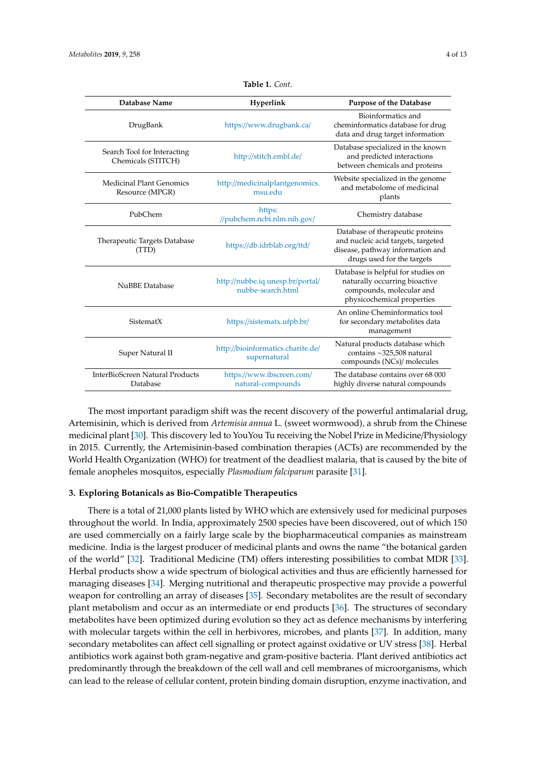**Table 1.** *Cont.*

| Database Name | Hyperlink | Purpose of the Database |
| --- | --- | --- |
| DrugBank | https://www.drugbank.ca/ | Bioinformatics and cheminformatics database for drug data and drug target information |
| Search Tool for Interacting Chemicals (STITCH) | http://stitch.embl.de/ | Database specialized in the known and predicted interactions between chemicals and proteins |
| Medicinal Plant Genomics Resource (MPGR) | http://medicinalplantgenomics.msu.edu | Website specialized in the genome and metabolome of medicinal plants |
| PubChem | https://pubchem.ncbi.nlm.nih.gov/ | Chemistry database |
| Therapeutic Targets Database (TTD) | https://db.idrblab.org/ttd/ | Database of therapeutic proteins and nucleic acid targets, targeted disease, pathway information and drugs used for the targets |
| NuBBE Database | http://nubbe.iq.unesp.br/portal/nubbe-search.html | Database is helpful for studies on naturally occurring bioactive compounds, molecular and physicochemical properties |
| SistematX | https://sistematx.ufpb.br/ | An online Cheminformatics tool for secondary metabolites data management |
| Super Natural II | http://bioinformatics.charite.de/supernatural | Natural products database which contains ~325,508 natural compounds (NCs)/ molecules |
| InterBioScreen Natural Products Database | https://www.ibscreen.com/natural-compounds | The database contains over 68 000 highly diverse natural compounds |

The most important paradigm shift was the recent discovery of the powerful antimalarial drug, Artemisinin, which is derived from *Artemisia annua* L. (sweet wormwood), a shrub from the Chinese medicinal plant [30]. This discovery led to YouYou Tu receiving the Nobel Prize in Medicine/Physiology in 2015. Currently, the Artemisinin-based combination therapies (ACTs) are recommended by the World Health Organization (WHO) for treatment of the deadliest malaria, that is caused by the bite of female anopheles mosquitos, especially *Plasmodium falciparum* parasite [31].

### 3. Exploring Botanicals as Bio-Compatible Therapeutics

There is a total of 21,000 plants listed by WHO which are extensively used for medicinal purposes throughout the world. In India, approximately 2500 species have been discovered, out of which 150 are used commercially on a fairly large scale by the biopharmaceutical companies as mainstream medicine. India is the largest producer of medicinal plants and owns the name "the botanical garden of the world" [32]. Traditional Medicine (TM) offers interesting possibilities to combat MDR [33]. Herbal products show a wide spectrum of biological activities and thus are efficiently harnessed for managing diseases [34]. Merging nutritional and therapeutic prospective may provide a powerful weapon for controlling an array of diseases [35]. Secondary metabolites are the result of secondary plant metabolism and occur as an intermediate or end products [36]. The structures of secondary metabolites have been optimized during evolution so they act as defence mechanisms by interfering with molecular targets within the cell in herbivores, microbes, and plants [37]. In addition, many secondary metabolites can affect cell signalling or protect against oxidative or UV stress [38]. Herbal antibiotics work against both gram-negative and gram-positive bacteria. Plant derived antibiotics act predominantly through the breakdown of the cell wall and cell membranes of microorganisms, which can lead to the release of cellular content, protein binding domain disruption, enzyme inactivation, and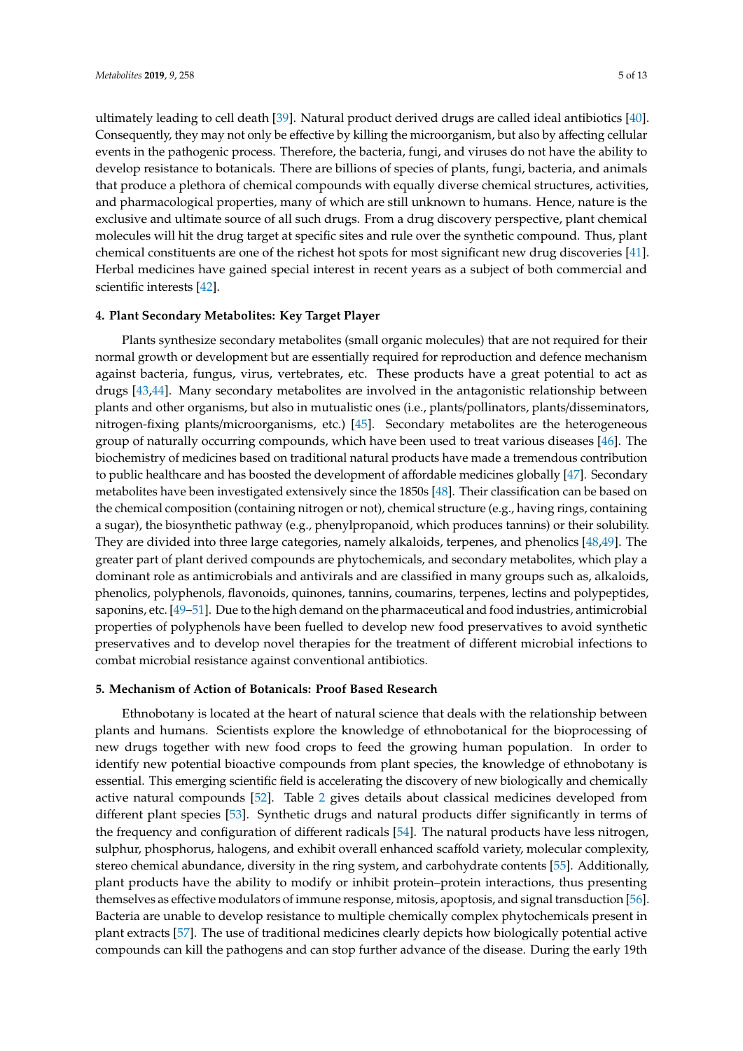ultimately leading to cell death [39]. Natural product derived drugs are called ideal antibiotics [40]. Consequently, they may not only be effective by killing the microorganism, but also by affecting cellular events in the pathogenic process. Therefore, the bacteria, fungi, and viruses do not have the ability to develop resistance to botanicals. There are billions of species of plants, fungi, bacteria, and animals that produce a plethora of chemical compounds with equally diverse chemical structures, activities, and pharmacological properties, many of which are still unknown to humans. Hence, nature is the exclusive and ultimate source of all such drugs. From a drug discovery perspective, plant chemical molecules will hit the drug target at specific sites and rule over the synthetic compound. Thus, plant chemical constituents are one of the richest hot spots for most significant new drug discoveries [41]. Herbal medicines have gained special interest in recent years as a subject of both commercial and scientific interests [42].

## 4. Plant Secondary Metabolites: Key Target Player

Plants synthesize secondary metabolites (small organic molecules) that are not required for their normal growth or development but are essentially required for reproduction and defence mechanism against bacteria, fungus, virus, vertebrates, etc. These products have a great potential to act as drugs [43,44]. Many secondary metabolites are involved in the antagonistic relationship between plants and other organisms, but also in mutualistic ones (i.e., plants/pollinators, plants/disseminators, nitrogen-fixing plants/microorganisms, etc.) [45]. Secondary metabolites are the heterogeneous group of naturally occurring compounds, which have been used to treat various diseases [46]. The biochemistry of medicines based on traditional natural products have made a tremendous contribution to public healthcare and has boosted the development of affordable medicines globally [47]. Secondary metabolites have been investigated extensively since the 1850s [48]. Their classification can be based on the chemical composition (containing nitrogen or not), chemical structure (e.g., having rings, containing a sugar), the biosynthetic pathway (e.g., phenylpropanoid, which produces tannins) or their solubility. They are divided into three large categories, namely alkaloids, terpenes, and phenolics [48,49]. The greater part of plant derived compounds are phytochemicals, and secondary metabolites, which play a dominant role as antimicrobials and antivirals and are classified in many groups such as, alkaloids, phenolics, polyphenols, flavonoids, quinones, tannins, coumarins, terpenes, lectins and polypeptides, saponins, etc. [49–51]. Due to the high demand on the pharmaceutical and food industries, antimicrobial properties of polyphenols have been fuelled to develop new food preservatives to avoid synthetic preservatives and to develop novel therapies for the treatment of different microbial infections to combat microbial resistance against conventional antibiotics.

## 5. Mechanism of Action of Botanicals: Proof Based Research

Ethnobotany is located at the heart of natural science that deals with the relationship between plants and humans. Scientists explore the knowledge of ethnobotanical for the bioprocessing of new drugs together with new food crops to feed the growing human population. In order to identify new potential bioactive compounds from plant species, the knowledge of ethnobotany is essential. This emerging scientific field is accelerating the discovery of new biologically and chemically active natural compounds [52]. Table 2 gives details about classical medicines developed from different plant species [53]. Synthetic drugs and natural products differ significantly in terms of the frequency and configuration of different radicals [54]. The natural products have less nitrogen, sulphur, phosphorus, halogens, and exhibit overall enhanced scaffold variety, molecular complexity, stereo chemical abundance, diversity in the ring system, and carbohydrate contents [55]. Additionally, plant products have the ability to modify or inhibit protein–protein interactions, thus presenting themselves as effective modulators of immune response, mitosis, apoptosis, and signal transduction [56]. Bacteria are unable to develop resistance to multiple chemically complex phytochemicals present in plant extracts [57]. The use of traditional medicines clearly depicts how biologically potential active compounds can kill the pathogens and can stop further advance of the disease. During the early 19th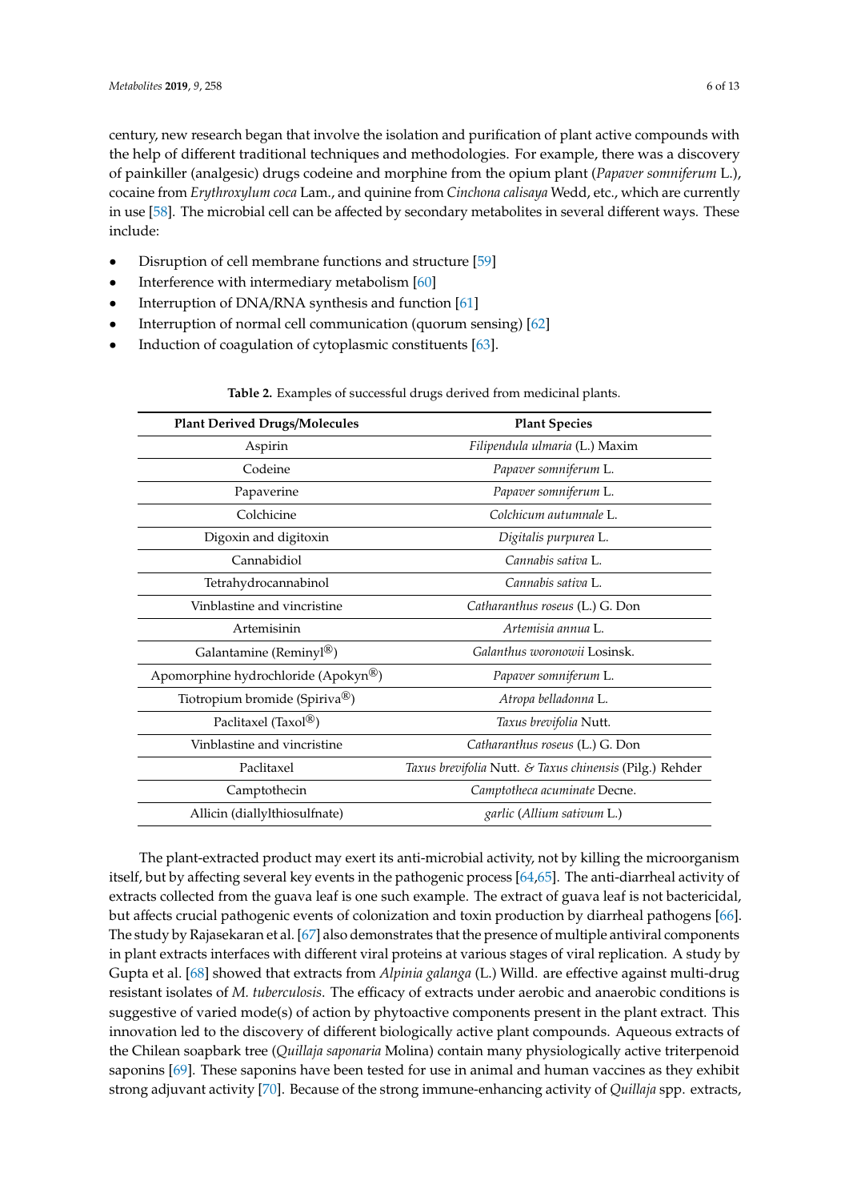century, new research began that involve the isolation and purification of plant active compounds with the help of different traditional techniques and methodologies. For example, there was a discovery of painkiller (analgesic) drugs codeine and morphine from the opium plant (*Papaver somniferum* L.), cocaine from *Erythroxylum coca* Lam., and quinine from *Cinchona calisaya* Wedd, etc., which are currently in use [58]. The microbial cell can be affected by secondary metabolites in several different ways. These include:

- Disruption of cell membrane functions and structure [59]
- Interference with intermediary metabolism [60]
- Interruption of DNA/RNA synthesis and function [61]
- Interruption of normal cell communication (quorum sensing) [62]
- Induction of coagulation of cytoplasmic constituents [63].

**Table 2.** Examples of successful drugs derived from medicinal plants.

| Plant Derived Drugs/Molecules | Plant Species |
|---|---|
| Aspirin | *Filipendula ulmaria* (L.) Maxim |
| Codeine | *Papaver somniferum* L. |
| Papaverine | *Papaver somniferum* L. |
| Colchicine | *Colchicum autumnale* L. |
| Digoxin and digitoxin | *Digitalis purpurea* L. |
| Cannabidiol | *Cannabis sativa* L. |
| Tetrahydrocannabinol | *Cannabis sativa* L. |
| Vinblastine and vincristine | *Catharanthus roseus* (L.) G. Don |
| Artemisinin | *Artemisia annua* L. |
| Galantamine (Reminyl®) | *Galanthus woronowii* Losinsk. |
| Apomorphine hydrochloride (Apokyn®) | *Papaver somniferum* L. |
| Tiotropium bromide (Spiriva®) | *Atropa belladonna* L. |
| Paclitaxel (Taxol®) | *Taxus brevifolia* Nutt. |
| Vinblastine and vincristine | *Catharanthus roseus* (L.) G. Don |
| Paclitaxel | *Taxus brevifolia* Nutt. *&* *Taxus chinensis* (Pilg.) Rehder |
| Camptothecin | *Camptotheca acuminate* Decne. |
| Allicin (diallylthiosulfnate) | *garlic* (*Allium sativum* L.) |

The plant-extracted product may exert its anti-microbial activity, not by killing the microorganism itself, but by affecting several key events in the pathogenic process [64,65]. The anti-diarrheal activity of extracts collected from the guava leaf is one such example. The extract of guava leaf is not bactericidal, but affects crucial pathogenic events of colonization and toxin production by diarrheal pathogens [66]. The study by Rajasekaran et al. [67] also demonstrates that the presence of multiple antiviral components in plant extracts interfaces with different viral proteins at various stages of viral replication. A study by Gupta et al. [68] showed that extracts from *Alpinia galanga* (L.) Willd. are effective against multi-drug resistant isolates of *M. tuberculosis*. The efficacy of extracts under aerobic and anaerobic conditions is suggestive of varied mode(s) of action by phytoactive components present in the plant extract. This innovation led to the discovery of different biologically active plant compounds. Aqueous extracts of the Chilean soapbark tree (*Quillaja saponaria* Molina) contain many physiologically active triterpenoid saponins [69]. These saponins have been tested for use in animal and human vaccines as they exhibit strong adjuvant activity [70]. Because of the strong immune-enhancing activity of *Quillaja* spp. extracts,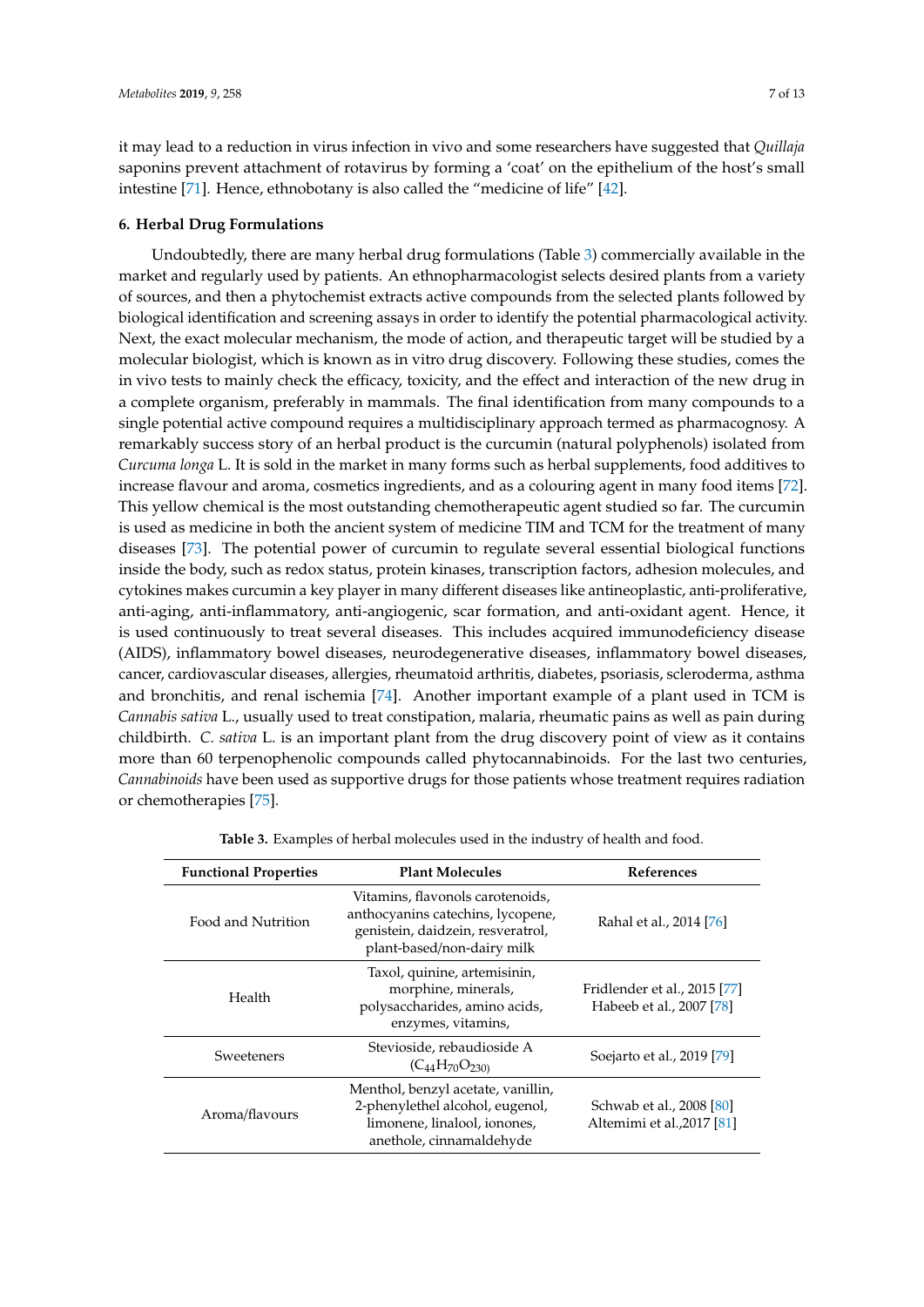it may lead to a reduction in virus infection in vivo and some researchers have suggested that *Quillaja* saponins prevent attachment of rotavirus by forming a 'coat' on the epithelium of the host's small intestine [71]. Hence, ethnobotany is also called the "medicine of life" [42].

## 6. Herbal Drug Formulations

Undoubtedly, there are many herbal drug formulations (Table 3) commercially available in the market and regularly used by patients. An ethnopharmacologist selects desired plants from a variety of sources, and then a phytochemist extracts active compounds from the selected plants followed by biological identification and screening assays in order to identify the potential pharmacological activity. Next, the exact molecular mechanism, the mode of action, and therapeutic target will be studied by a molecular biologist, which is known as in vitro drug discovery. Following these studies, comes the in vivo tests to mainly check the efficacy, toxicity, and the effect and interaction of the new drug in a complete organism, preferably in mammals. The final identification from many compounds to a single potential active compound requires a multidisciplinary approach termed as pharmacognosy. A remarkably success story of an herbal product is the curcumin (natural polyphenols) isolated from *Curcuma longa* L. It is sold in the market in many forms such as herbal supplements, food additives to increase flavour and aroma, cosmetics ingredients, and as a colouring agent in many food items [72]. This yellow chemical is the most outstanding chemotherapeutic agent studied so far. The curcumin is used as medicine in both the ancient system of medicine TIM and TCM for the treatment of many diseases [73]. The potential power of curcumin to regulate several essential biological functions inside the body, such as redox status, protein kinases, transcription factors, adhesion molecules, and cytokines makes curcumin a key player in many different diseases like antineoplastic, anti-proliferative, anti-aging, anti-inflammatory, anti-angiogenic, scar formation, and anti-oxidant agent. Hence, it is used continuously to treat several diseases. This includes acquired immunodeficiency disease (AIDS), inflammatory bowel diseases, neurodegenerative diseases, inflammatory bowel diseases, cancer, cardiovascular diseases, allergies, rheumatoid arthritis, diabetes, psoriasis, scleroderma, asthma and bronchitis, and renal ischemia [74]. Another important example of a plant used in TCM is *Cannabis sativa* L., usually used to treat constipation, malaria, rheumatic pains as well as pain during childbirth. *C. sativa* L. is an important plant from the drug discovery point of view as it contains more than 60 terpenophenolic compounds called phytocannabinoids. For the last two centuries, *Cannabinoids* have been used as supportive drugs for those patients whose treatment requires radiation or chemotherapies [75].

**Table 3.** Examples of herbal molecules used in the industry of health and food.

| Functional Properties | Plant Molecules | References |
| --- | --- | --- |
| Food and Nutrition | Vitamins, flavonols carotenoids, anthocyanins catechins, lycopene, genistein, daidzein, resveratrol, plant-based/non-dairy milk | Rahal et al., 2014 [76] |
| Health | Taxol, quinine, artemisinin, morphine, minerals, polysaccharides, amino acids, enzymes, vitamins, | Fridlender et al., 2015 [77] Habeeb et al., 2007 [78] |
| Sweeteners | Stevioside, rebaudioside A ($C_{44}H_{70}O_{230)}$ | Soejarto et al., 2019 [79] |
| Aroma/flavours | Menthol, benzyl acetate, vanillin, 2-phenylethel alcohol, eugenol, limonene, linalool, ionones, anethole, cinnamaldehyde | Schwab et al., 2008 [80] Altemimi et al.,2017 [81] |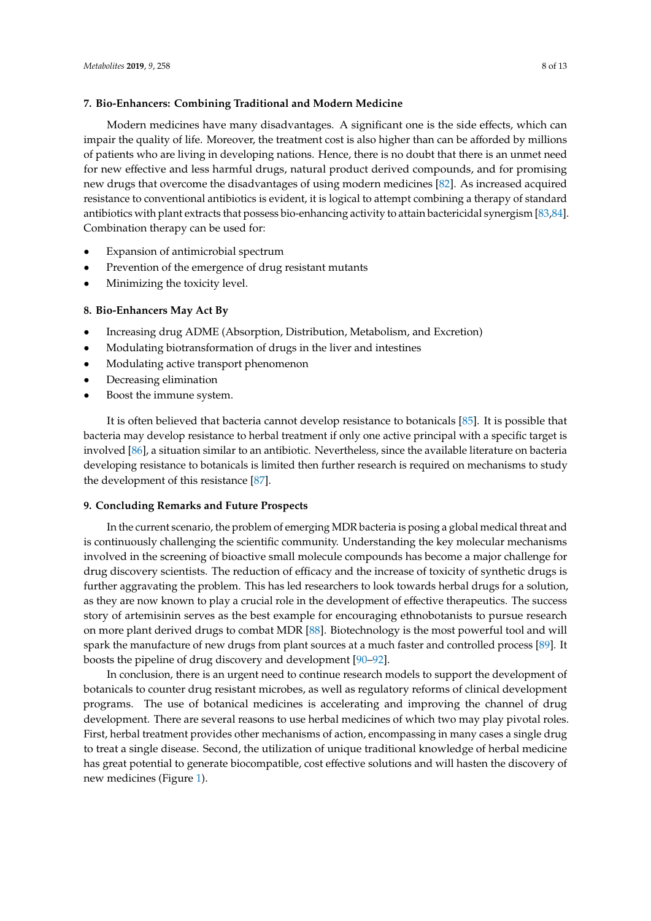## 7. Bio-Enhancers: Combining Traditional and Modern Medicine

Modern medicines have many disadvantages. A significant one is the side effects, which can impair the quality of life. Moreover, the treatment cost is also higher than can be afforded by millions of patients who are living in developing nations. Hence, there is no doubt that there is an unmet need for new effective and less harmful drugs, natural product derived compounds, and for promising new drugs that overcome the disadvantages of using modern medicines [82]. As increased acquired resistance to conventional antibiotics is evident, it is logical to attempt combining a therapy of standard antibiotics with plant extracts that possess bio-enhancing activity to attain bactericidal synergism [83,84]. Combination therapy can be used for:

- Expansion of antimicrobial spectrum
- Prevention of the emergence of drug resistant mutants
- Minimizing the toxicity level.

## 8. Bio-Enhancers May Act By

- Increasing drug ADME (Absorption, Distribution, Metabolism, and Excretion)
- Modulating biotransformation of drugs in the liver and intestines
- Modulating active transport phenomenon
- Decreasing elimination
- Boost the immune system.

It is often believed that bacteria cannot develop resistance to botanicals [85]. It is possible that bacteria may develop resistance to herbal treatment if only one active principal with a specific target is involved [86], a situation similar to an antibiotic. Nevertheless, since the available literature on bacteria developing resistance to botanicals is limited then further research is required on mechanisms to study the development of this resistance [87].

## 9. Concluding Remarks and Future Prospects

In the current scenario, the problem of emerging MDR bacteria is posing a global medical threat and is continuously challenging the scientific community. Understanding the key molecular mechanisms involved in the screening of bioactive small molecule compounds has become a major challenge for drug discovery scientists. The reduction of efficacy and the increase of toxicity of synthetic drugs is further aggravating the problem. This has led researchers to look towards herbal drugs for a solution, as they are now known to play a crucial role in the development of effective therapeutics. The success story of artemisinin serves as the best example for encouraging ethnobotanists to pursue research on more plant derived drugs to combat MDR [88]. Biotechnology is the most powerful tool and will spark the manufacture of new drugs from plant sources at a much faster and controlled process [89]. It boosts the pipeline of drug discovery and development [90–92].

In conclusion, there is an urgent need to continue research models to support the development of botanicals to counter drug resistant microbes, as well as regulatory reforms of clinical development programs. The use of botanical medicines is accelerating and improving the channel of drug development. There are several reasons to use herbal medicines of which two may play pivotal roles. First, herbal treatment provides other mechanisms of action, encompassing in many cases a single drug to treat a single disease. Second, the utilization of unique traditional knowledge of herbal medicine has great potential to generate biocompatible, cost effective solutions and will hasten the discovery of new medicines (Figure 1).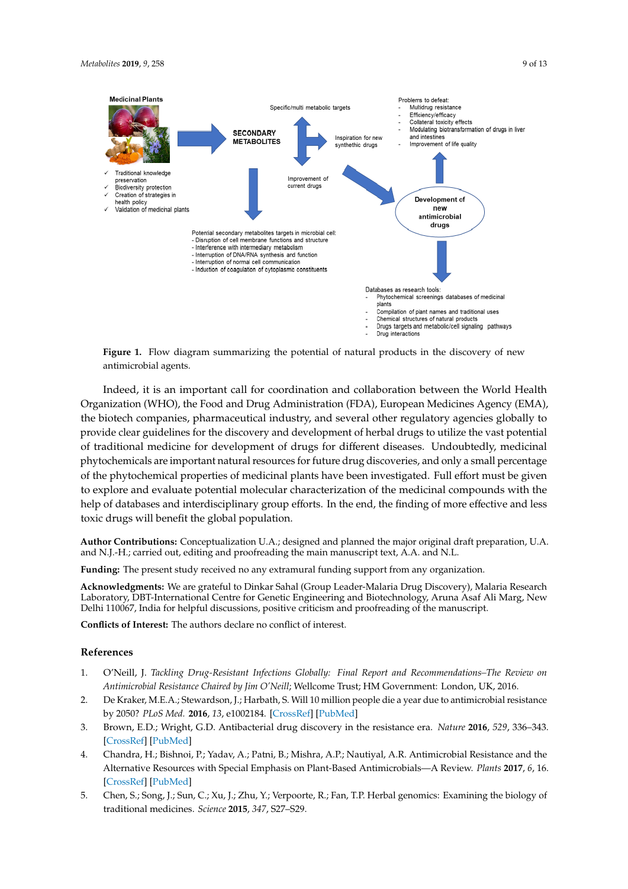**Figure 1.** Flow diagram summarizing the potential of natural products in the discovery of new antimicrobial agents.

Indeed, it is an important call for coordination and collaboration between the World Health Organization (WHO), the Food and Drug Administration (FDA), European Medicines Agency (EMA), the biotech companies, pharmaceutical industry, and several other regulatory agencies globally to provide clear guidelines for the discovery and development of herbal drugs to utilize the vast potential of traditional medicine for development of drugs for different diseases. Undoubtedly, medicinal phytochemicals are important natural resources for future drug discoveries, and only a small percentage of the phytochemical properties of medicinal plants have been investigated. Full effort must be given to explore and evaluate potential molecular characterization of the medicinal compounds with the help of databases and interdisciplinary group efforts. In the end, the finding of more effective and less toxic drugs will benefit the global population.

**Author Contributions:** Conceptualization U.A.; designed and planned the major original draft preparation, U.A. and N.J.-H.; carried out, editing and proofreading the main manuscript text, A.A. and N.L.

**Funding:** The present study received no any extramural funding support from any organization.

**Acknowledgments:** We are grateful to Dinkar Sahal (Group Leader-Malaria Drug Discovery), Malaria Research Laboratory, DBT-International Centre for Genetic Engineering and Biotechnology, Aruna Asaf Ali Marg, New Delhi 110067, India for helpful discussions, positive criticism and proofreading of the manuscript.

**Conflicts of Interest:** The authors declare no conflict of interest.

## References

1. O'Neill, J. *Tackling Drug-Resistant Infections Globally: Final Report and Recommendations–The Review on Antimicrobial Resistance Chaired by Jim O'Neill*; Wellcome Trust; HM Government: London, UK, 2016.
2. De Kraker, M.E.A.; Stewardson, J.; Harbath, S. Will 10 million people die a year due to antimicrobial resistance by 2050? *PLoS Med.* **2016**, *13*, e1002184. [CrossRef] [PubMed]
3. Brown, E.D.; Wright, G.D. Antibacterial drug discovery in the resistance era. *Nature* **2016**, *529*, 336–343. [CrossRef] [PubMed]
4. Chandra, H.; Bishnoi, P.; Yadav, A.; Patni, B.; Mishra, A.P.; Nautiyal, A.R. Antimicrobial Resistance and the Alternative Resources with Special Emphasis on Plant-Based Antimicrobials—A Review. *Plants* **2017**, *6*, 16. [CrossRef] [PubMed]
5. Chen, S.; Song, J.; Sun, C.; Xu, J.; Zhu, Y.; Verpoorte, R.; Fan, T.P. Herbal genomics: Examining the biology of traditional medicines. *Science* **2015**, *347*, S27–S29.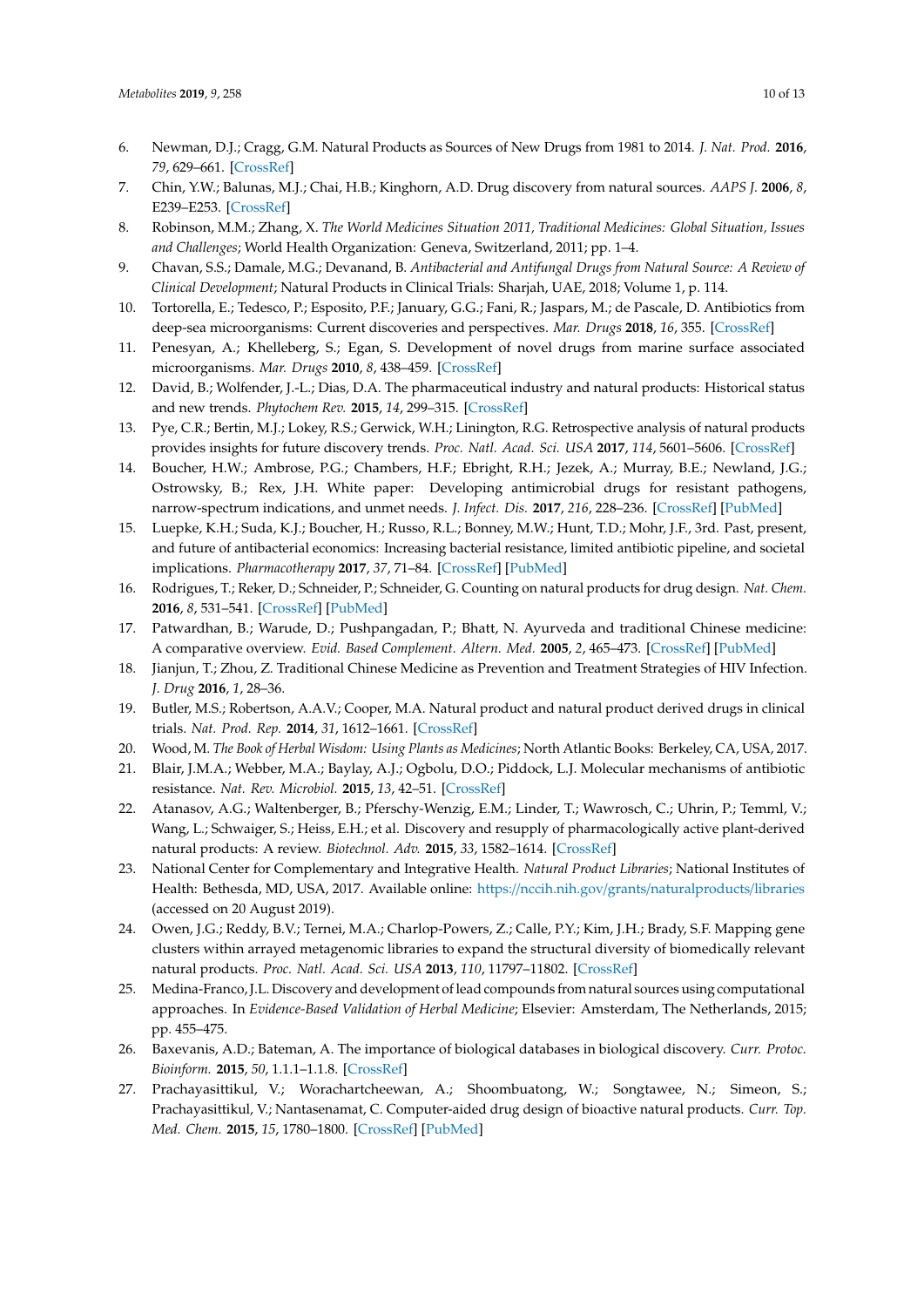6. Newman, D.J.; Cragg, G.M. Natural Products as Sources of New Drugs from 1981 to 2014. *J. Nat. Prod.* **2016**, *79*, 629–661. [CrossRef]
7. Chin, Y.W.; Balunas, M.J.; Chai, H.B.; Kinghorn, A.D. Drug discovery from natural sources. *AAPS J.* **2006**, *8*, E239–E253. [CrossRef]
8. Robinson, M.M.; Zhang, X. *The World Medicines Situation 2011, Traditional Medicines: Global Situation, Issues and Challenges*; World Health Organization: Geneva, Switzerland, 2011; pp. 1–4.
9. Chavan, S.S.; Damale, M.G.; Devanand, B. *Antibacterial and Antifungal Drugs from Natural Source: A Review of Clinical Development*; Natural Products in Clinical Trials: Sharjah, UAE, 2018; Volume 1, p. 114.
10. Tortorella, E.; Tedesco, P.; Esposito, P.F.; January, G.G.; Fani, R.; Jaspars, M.; de Pascale, D. Antibiotics from deep-sea microorganisms: Current discoveries and perspectives. *Mar. Drugs* **2018**, *16*, 355. [CrossRef]
11. Penesyan, A.; Khelleberg, S.; Egan, S. Development of novel drugs from marine surface associated microorganisms. *Mar. Drugs* **2010**, *8*, 438–459. [CrossRef]
12. David, B.; Wolfender, J.-L.; Dias, D.A. The pharmaceutical industry and natural products: Historical status and new trends. *Phytochem Rev.* **2015**, *14*, 299–315. [CrossRef]
13. Pye, C.R.; Bertin, M.J.; Lokey, R.S.; Gerwick, W.H.; Linington, R.G. Retrospective analysis of natural products provides insights for future discovery trends. *Proc. Natl. Acad. Sci. USA* **2017**, *114*, 5601–5606. [CrossRef]
14. Boucher, H.W.; Ambrose, P.G.; Chambers, H.F.; Ebright, R.H.; Jezek, A.; Murray, B.E.; Newland, J.G.; Ostrowsky, B.; Rex, J.H. White paper: Developing antimicrobial drugs for resistant pathogens, narrow-spectrum indications, and unmet needs. *J. Infect. Dis.* **2017**, *216*, 228–236. [CrossRef] [PubMed]
15. Luepke, K.H.; Suda, K.J.; Boucher, H.; Russo, R.L.; Bonney, M.W.; Hunt, T.D.; Mohr, J.F., 3rd. Past, present, and future of antibacterial economics: Increasing bacterial resistance, limited antibiotic pipeline, and societal implications. *Pharmacotherapy* **2017**, *37*, 71–84. [CrossRef] [PubMed]
16. Rodrigues, T.; Reker, D.; Schneider, P.; Schneider, G. Counting on natural products for drug design. *Nat. Chem.* **2016**, *8*, 531–541. [CrossRef] [PubMed]
17. Patwardhan, B.; Warude, D.; Pushpangadan, P.; Bhatt, N. Ayurveda and traditional Chinese medicine: A comparative overview. *Evid. Based Complement. Altern. Med.* **2005**, *2*, 465–473. [CrossRef] [PubMed]
18. Jianjun, T.; Zhou, Z. Traditional Chinese Medicine as Prevention and Treatment Strategies of HIV Infection. *J. Drug* **2016**, *1*, 28–36.
19. Butler, M.S.; Robertson, A.A.V.; Cooper, M.A. Natural product and natural product derived drugs in clinical trials. *Nat. Prod. Rep.* **2014**, *31*, 1612–1661. [CrossRef]
20. Wood, M. *The Book of Herbal Wisdom: Using Plants as Medicines*; North Atlantic Books: Berkeley, CA, USA, 2017.
21. Blair, J.M.A.; Webber, M.A.; Baylay, A.J.; Ogbolu, D.O.; Piddock, L.J. Molecular mechanisms of antibiotic resistance. *Nat. Rev. Microbiol.* **2015**, *13*, 42–51. [CrossRef]
22. Atanasov, A.G.; Waltenberger, B.; Pferschy-Wenzig, E.M.; Linder, T.; Wawrosch, C.; Uhrin, P.; Temml, V.; Wang, L.; Schwaiger, S.; Heiss, E.H.; et al. Discovery and resupply of pharmacologically active plant-derived natural products: A review. *Biotechnol. Adv.* **2015**, *33*, 1582–1614. [CrossRef]
23. National Center for Complementary and Integrative Health. *Natural Product Libraries*; National Institutes of Health: Bethesda, MD, USA, 2017. Available online: https://nccih.nih.gov/grants/naturalproducts/libraries (accessed on 20 August 2019).
24. Owen, J.G.; Reddy, B.V.; Ternei, M.A.; Charlop-Powers, Z.; Calle, P.Y.; Kim, J.H.; Brady, S.F. Mapping gene clusters within arrayed metagenomic libraries to expand the structural diversity of biomedically relevant natural products. *Proc. Natl. Acad. Sci. USA* **2013**, *110*, 11797–11802. [CrossRef]
25. Medina-Franco, J.L. Discovery and development of lead compounds from natural sources using computational approaches. In *Evidence-Based Validation of Herbal Medicine*; Elsevier: Amsterdam, The Netherlands, 2015; pp. 455–475.
26. Baxevanis, A.D.; Bateman, A. The importance of biological databases in biological discovery. *Curr. Protoc. Bioinform.* **2015**, *50*, 1.1.1–1.1.8. [CrossRef]
27. Prachayasittikul, V.; Worachartcheewan, A.; Shoombuatong, W.; Songtawee, N.; Simeon, S.; Prachayasittikul, V.; Nantasenamat, C. Computer-aided drug design of bioactive natural products. *Curr. Top. Med. Chem.* **2015**, *15*, 1780–1800. [CrossRef] [PubMed]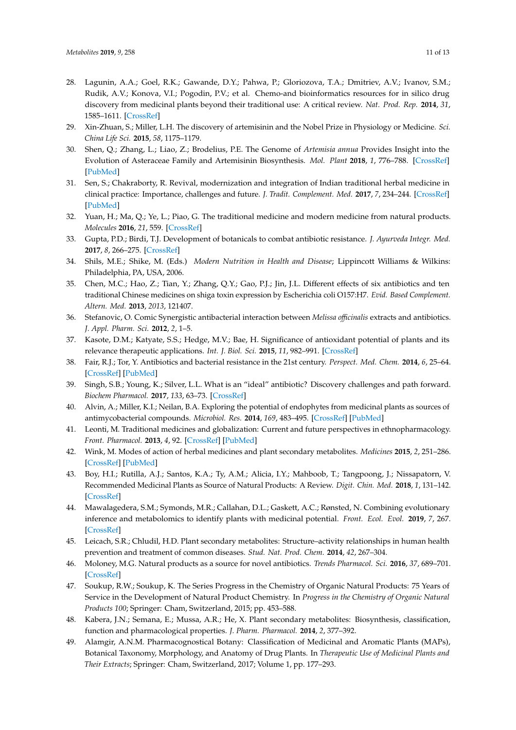28. Lagunin, A.A.; Goel, R.K.; Gawande, D.Y.; Pahwa, P.; Gloriozova, T.A.; Dmitriev, A.V.; Ivanov, S.M.; Rudik, A.V.; Konova, V.I.; Pogodin, P.V.; et al. Chemo-and bioinformatics resources for in silico drug discovery from medicinal plants beyond their traditional use: A critical review. *Nat. Prod. Rep.* **2014**, *31*, 1585–1611. [CrossRef]
29. Xin-Zhuan, S.; Miller, L.H. The discovery of artemisinin and the Nobel Prize in Physiology or Medicine. *Sci. China Life Sci.* **2015**, *58*, 1175–1179.
30. Shen, Q.; Zhang, L.; Liao, Z.; Brodelius, P.E. The Genome of *Artemisia annua* Provides Insight into the Evolution of Asteraceae Family and Artemisinin Biosynthesis. *Mol. Plant* **2018**, *1*, 776–788. [CrossRef] [PubMed]
31. Sen, S.; Chakraborty, R. Revival, modernization and integration of Indian traditional herbal medicine in clinical practice: Importance, challenges and future. *J. Tradit. Complement. Med.* **2017**, *7*, 234–244. [CrossRef] [PubMed]
32. Yuan, H.; Ma, Q.; Ye, L.; Piao, G. The traditional medicine and modern medicine from natural products. *Molecules* **2016**, *21*, 559. [CrossRef]
33. Gupta, P.D.; Birdi, T.J. Development of botanicals to combat antibiotic resistance. *J. Ayurveda Integr. Med.* **2017**, *8*, 266–275. [CrossRef]
34. Shils, M.E.; Shike, M. (Eds.) *Modern Nutrition in Health and Disease*; Lippincott Williams & Wilkins: Philadelphia, PA, USA, 2006.
35. Chen, M.C.; Hao, Z.; Tian, Y.; Zhang, Q.Y.; Gao, P.J.; Jin, J.L. Different effects of six antibiotics and ten traditional Chinese medicines on shiga toxin expression by Escherichia coli O157:H7. *Evid. Based Complement. Altern. Med.* **2013**, *2013*, 121407.
36. Stefanovic, O. Comic Synergistic antibacterial interaction between *Melissa officinalis* extracts and antibiotics. *J. Appl. Pharm. Sci.* **2012**, *2*, 1–5.
37. Kasote, D.M.; Katyate, S.S.; Hedge, M.V.; Bae, H. Significance of antioxidant potential of plants and its relevance therapeutic applications. *Int. J. Biol. Sci.* **2015**, *11*, 982–991. [CrossRef]
38. Fair, R.J.; Tor, Y. Antibiotics and bacterial resistance in the 21st century. *Perspect. Med. Chem.* **2014**, *6*, 25–64. [CrossRef] [PubMed]
39. Singh, S.B.; Young, K.; Silver, L.L. What is an "ideal" antibiotic? Discovery challenges and path forward. *Biochem Pharmacol.* **2017**, *133*, 63–73. [CrossRef]
40. Alvin, A.; Miller, K.I.; Neilan, B.A. Exploring the potential of endophytes from medicinal plants as sources of antimycobacterial compounds. *Microbiol. Res.* **2014**, *169*, 483–495. [CrossRef] [PubMed]
41. Leonti, M. Traditional medicines and globalization: Current and future perspectives in ethnopharmacology. *Front. Pharmacol.* **2013**, *4*, 92. [CrossRef] [PubMed]
42. Wink, M. Modes of action of herbal medicines and plant secondary metabolites. *Medicines* **2015**, *2*, 251–286. [CrossRef] [PubMed]
43. Boy, H.I.; Rutilla, A.J.; Santos, K.A.; Ty, A.M.; Alicia, I.Y.; Mahboob, T.; Tangpoong, J.; Nissapatorn, V. Recommended Medicinal Plants as Source of Natural Products: A Review. *Digit. Chin. Med.* **2018**, *1*, 131–142. [CrossRef]
44. Mawalagedera, S.M.; Symonds, M.R.; Callahan, D.L.; Gaskett, A.C.; Rønsted, N. Combining evolutionary inference and metabolomics to identify plants with medicinal potential. *Front. Ecol. Evol.* **2019**, *7*, 267. [CrossRef]
45. Leicach, S.R.; Chludil, H.D. Plant secondary metabolites: Structure–activity relationships in human health prevention and treatment of common diseases. *Stud. Nat. Prod. Chem.* **2014**, *42*, 267–304.
46. Moloney, M.G. Natural products as a source for novel antibiotics. *Trends Pharmacol. Sci.* **2016**, *37*, 689–701. [CrossRef]
47. Soukup, R.W.; Soukup, K. The Series Progress in the Chemistry of Organic Natural Products: 75 Years of Service in the Development of Natural Product Chemistry. In *Progress in the Chemistry of Organic Natural Products 100*; Springer: Cham, Switzerland, 2015; pp. 453–588.
48. Kabera, J.N.; Semana, E.; Mussa, A.R.; He, X. Plant secondary metabolites: Biosynthesis, classification, function and pharmacological properties. *J. Pharm. Pharmacol.* **2014**, *2*, 377–392.
49. Alamgir, A.N.M. Pharmacognostical Botany: Classification of Medicinal and Aromatic Plants (MAPs), Botanical Taxonomy, Morphology, and Anatomy of Drug Plants. In *Therapeutic Use of Medicinal Plants and Their Extracts*; Springer: Cham, Switzerland, 2017; Volume 1, pp. 177–293.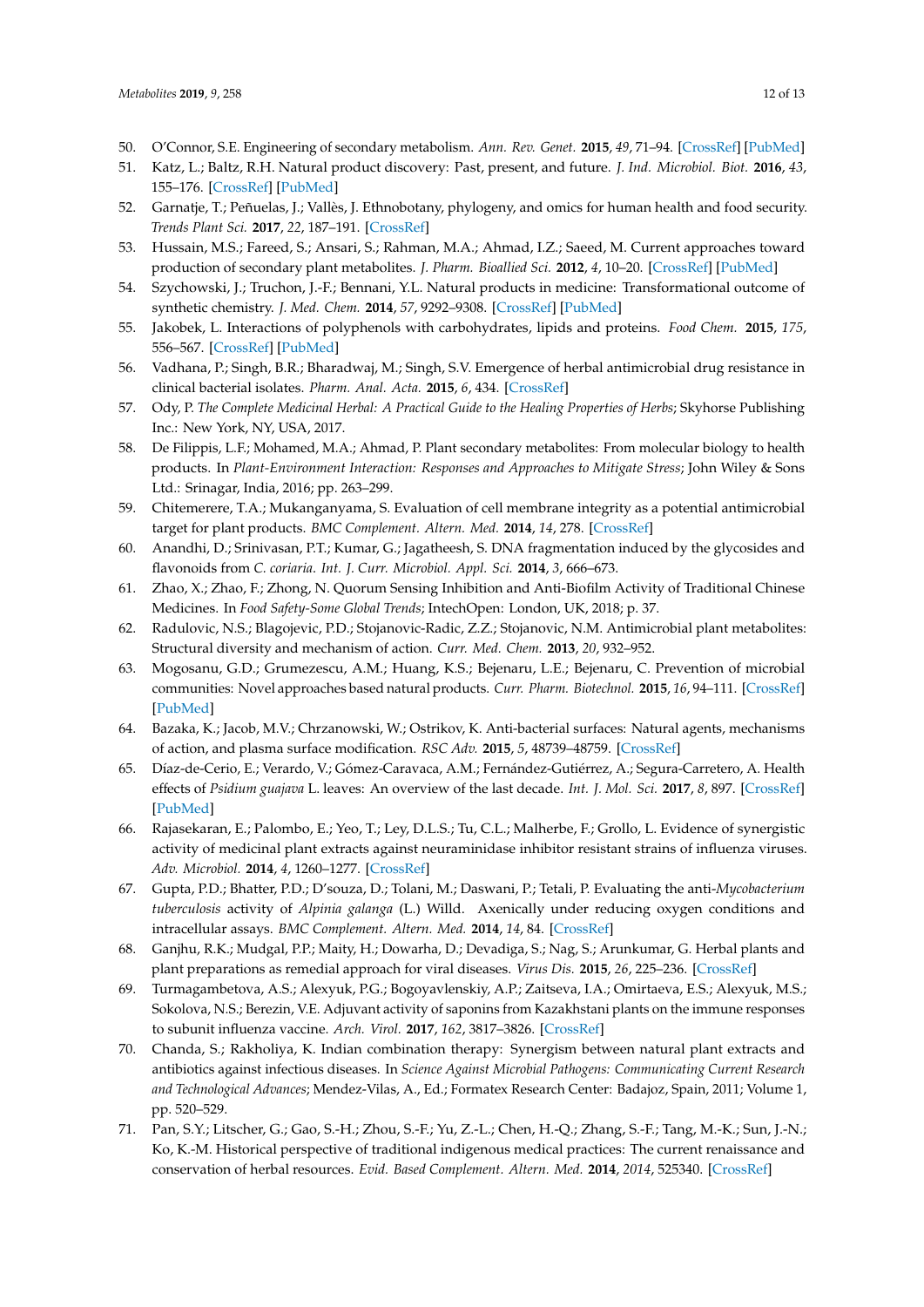50. O'Connor, S.E. Engineering of secondary metabolism. *Ann. Rev. Genet.* **2015**, *49*, 71–94. [CrossRef] [PubMed]
51. Katz, L.; Baltz, R.H. Natural product discovery: Past, present, and future. *J. Ind. Microbiol. Biot.* **2016**, *43*, 155–176. [CrossRef] [PubMed]
52. Garnatje, T.; Peñuelas, J.; Vallès, J. Ethnobotany, phylogeny, and omics for human health and food security. *Trends Plant Sci.* **2017**, *22*, 187–191. [CrossRef]
53. Hussain, M.S.; Fareed, S.; Ansari, S.; Rahman, M.A.; Ahmad, I.Z.; Saeed, M. Current approaches toward production of secondary plant metabolites. *J. Pharm. Bioallied Sci.* **2012**, *4*, 10–20. [CrossRef] [PubMed]
54. Szychowski, J.; Truchon, J.-F.; Bennani, Y.L. Natural products in medicine: Transformational outcome of synthetic chemistry. *J. Med. Chem.* **2014**, *57*, 9292–9308. [CrossRef] [PubMed]
55. Jakobek, L. Interactions of polyphenols with carbohydrates, lipids and proteins. *Food Chem.* **2015**, *175*, 556–567. [CrossRef] [PubMed]
56. Vadhana, P.; Singh, B.R.; Bharadwaj, M.; Singh, S.V. Emergence of herbal antimicrobial drug resistance in clinical bacterial isolates. *Pharm. Anal. Acta.* **2015**, *6*, 434. [CrossRef]
57. Ody, P. *The Complete Medicinal Herbal: A Practical Guide to the Healing Properties of Herbs*; Skyhorse Publishing Inc.: New York, NY, USA, 2017.
58. De Filippis, L.F.; Mohamed, M.A.; Ahmad, P. Plant secondary metabolites: From molecular biology to health products. In *Plant-Environment Interaction: Responses and Approaches to Mitigate Stress*; John Wiley & Sons Ltd.: Srinagar, India, 2016; pp. 263–299.
59. Chitemerere, T.A.; Mukanganyama, S. Evaluation of cell membrane integrity as a potential antimicrobial target for plant products. *BMC Complement. Altern. Med.* **2014**, *14*, 278. [CrossRef]
60. Anandhi, D.; Srinivasan, P.T.; Kumar, G.; Jagatheesh, S. DNA fragmentation induced by the glycosides and flavonoids from *C. coriaria*. *Int. J. Curr. Microbiol. Appl. Sci.* **2014**, *3*, 666–673.
61. Zhao, X.; Zhao, F.; Zhong, N. Quorum Sensing Inhibition and Anti-Biofilm Activity of Traditional Chinese Medicines. In *Food Safety-Some Global Trends*; IntechOpen: London, UK, 2018; p. 37.
62. Radulovic, N.S.; Blagojevic, P.D.; Stojanovic-Radic, Z.Z.; Stojanovic, N.M. Antimicrobial plant metabolites: Structural diversity and mechanism of action. *Curr. Med. Chem.* **2013**, *20*, 932–952.
63. Mogosanu, G.D.; Grumezescu, A.M.; Huang, K.S.; Bejenaru, L.E.; Bejenaru, C. Prevention of microbial communities: Novel approaches based natural products. *Curr. Pharm. Biotechnol.* **2015**, *16*, 94–111. [CrossRef] [PubMed]
64. Bazaka, K.; Jacob, M.V.; Chrzanowski, W.; Ostrikov, K. Anti-bacterial surfaces: Natural agents, mechanisms of action, and plasma surface modification. *RSC Adv.* **2015**, *5*, 48739–48759. [CrossRef]
65. Díaz-de-Cerio, E.; Verardo, V.; Gómez-Caravaca, A.M.; Fernández-Gutiérrez, A.; Segura-Carretero, A. Health effects of *Psidium guajava* L. leaves: An overview of the last decade. *Int. J. Mol. Sci.* **2017**, *8*, 897. [CrossRef] [PubMed]
66. Rajasekaran, E.; Palombo, E.; Yeo, T.; Ley, D.L.S.; Tu, C.L.; Malherbe, F.; Grollo, L. Evidence of synergistic activity of medicinal plant extracts against neuraminidase inhibitor resistant strains of influenza viruses. *Adv. Microbiol.* **2014**, *4*, 1260–1277. [CrossRef]
67. Gupta, P.D.; Bhatter, P.D.; D'souza, D.; Tolani, M.; Daswani, P.; Tetali, P. Evaluating the anti-*Mycobacterium tuberculosis* activity of *Alpinia galanga* (L.) Willd. Axenically under reducing oxygen conditions and intracellular assays. *BMC Complement. Altern. Med.* **2014**, *14*, 84. [CrossRef]
68. Ganjhu, R.K.; Mudgal, P.P.; Maity, H.; Dowarha, D.; Devadiga, S.; Nag, S.; Arunkumar, G. Herbal plants and plant preparations as remedial approach for viral diseases. *Virus Dis.* **2015**, *26*, 225–236. [CrossRef]
69. Turmagambetova, A.S.; Alexyuk, P.G.; Bogoyavlenskiy, A.P.; Zaitseva, I.A.; Omirtaeva, E.S.; Alexyuk, M.S.; Sokolova, N.S.; Berezin, V.E. Adjuvant activity of saponins from Kazakhstani plants on the immune responses to subunit influenza vaccine. *Arch. Virol.* **2017**, *162*, 3817–3826. [CrossRef]
70. Chanda, S.; Rakholiya, K. Indian combination therapy: Synergism between natural plant extracts and antibiotics against infectious diseases. In *Science Against Microbial Pathogens: Communicating Current Research and Technological Advances*; Mendez-Vilas, A., Ed.; Formatex Research Center: Badajoz, Spain, 2011; Volume 1, pp. 520–529.
71. Pan, S.Y.; Litscher, G.; Gao, S.-H.; Zhou, S.-F.; Yu, Z.-L.; Chen, H.-Q.; Zhang, S.-F.; Tang, M.-K.; Sun, J.-N.; Ko, K.-M. Historical perspective of traditional indigenous medical practices: The current renaissance and conservation of herbal resources. *Evid. Based Complement. Altern. Med.* **2014**, *2014*, 525340. [CrossRef]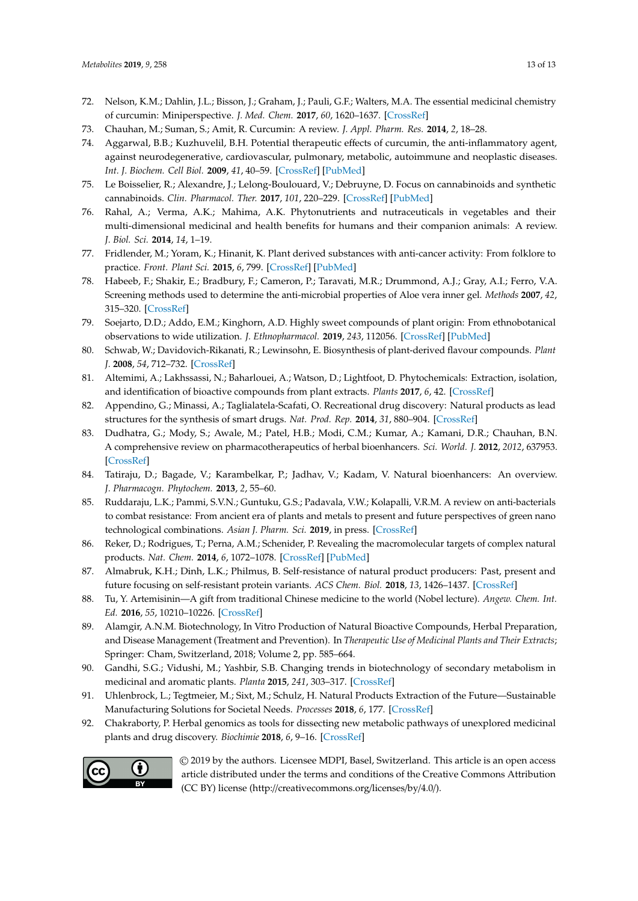72. Nelson, K.M.; Dahlin, J.L.; Bisson, J.; Graham, J.; Pauli, G.F.; Walters, M.A. The essential medicinal chemistry of curcumin: Miniperspective. *J. Med. Chem.* **2017**, *60*, 1620–1637. [CrossRef]
73. Chauhan, M.; Suman, S.; Amit, R. Curcumin: A review. *J. Appl. Pharm. Res.* **2014**, *2*, 18–28.
74. Aggarwal, B.B.; Kuzhuvelil, B.H. Potential therapeutic effects of curcumin, the anti-inflammatory agent, against neurodegenerative, cardiovascular, pulmonary, metabolic, autoimmune and neoplastic diseases. *Int. J. Biochem. Cell Biol.* **2009**, *41*, 40–59. [CrossRef] [PubMed]
75. Le Boisselier, R.; Alexandre, J.; Lelong-Boulouard, V.; Debruyne, D. Focus on cannabinoids and synthetic cannabinoids. *Clin. Pharmacol. Ther.* **2017**, *101*, 220–229. [CrossRef] [PubMed]
76. Rahal, A.; Verma, A.K.; Mahima, A.K. Phytonutrients and nutraceuticals in vegetables and their multi-dimensional medicinal and health benefits for humans and their companion animals: A review. *J. Biol. Sci.* **2014**, *14*, 1–19.
77. Fridlender, M.; Yoram, K.; Hinanit, K. Plant derived substances with anti-cancer activity: From folklore to practice. *Front. Plant Sci.* **2015**, *6*, 799. [CrossRef] [PubMed]
78. Habeeb, F.; Shakir, E.; Bradbury, F.; Cameron, P.; Taravati, M.R.; Drummond, A.J.; Gray, A.I.; Ferro, V.A. Screening methods used to determine the anti-microbial properties of Aloe vera inner gel. *Methods* **2007**, *42*, 315–320. [CrossRef]
79. Soejarto, D.D.; Addo, E.M.; Kinghorn, A.D. Highly sweet compounds of plant origin: From ethnobotanical observations to wide utilization. *J. Ethnopharmacol.* **2019**, *243*, 112056. [CrossRef] [PubMed]
80. Schwab, W.; Davidovich-Rikanati, R.; Lewinsohn, E. Biosynthesis of plant-derived flavour compounds. *Plant J.* **2008**, *54*, 712–732. [CrossRef]
81. Altemimi, A.; Lakhssassi, N.; Baharlouei, A.; Watson, D.; Lightfoot, D. Phytochemicals: Extraction, isolation, and identification of bioactive compounds from plant extracts. *Plants* **2017**, *6*, 42. [CrossRef]
82. Appendino, G.; Minassi, A.; Taglialatela-Scafati, O. Recreational drug discovery: Natural products as lead structures for the synthesis of smart drugs. *Nat. Prod. Rep.* **2014**, *31*, 880–904. [CrossRef]
83. Dudhatra, G.; Mody, S.; Awale, M.; Patel, H.B.; Modi, C.M.; Kumar, A.; Kamani, D.R.; Chauhan, B.N. A comprehensive review on pharmacotherapeutics of herbal bioenhancers. *Sci. World. J.* **2012**, *2012*, 637953. [CrossRef]
84. Tatiraju, D.; Bagade, V.; Karambelkar, P.; Jadhav, V.; Kadam, V. Natural bioenhancers: An overview. *J. Pharmacogn. Phytochem.* **2013**, *2*, 55–60.
85. Ruddaraju, L.K.; Pammi, S.V.N.; Guntuku, G.S.; Padavala, V.W.; Kolapalli, V.R.M. A review on anti-bacterials to combat resistance: From ancient era of plants and metals to present and future perspectives of green nano technological combinations. *Asian J. Pharm. Sci.* **2019**, in press. [CrossRef]
86. Reker, D.; Rodrigues, T.; Perna, A.M.; Schenider, P. Revealing the macromolecular targets of complex natural products. *Nat. Chem.* **2014**, *6*, 1072–1078. [CrossRef] [PubMed]
87. Almabruk, K.H.; Dinh, L.K.; Philmus, B. Self-resistance of natural product producers: Past, present and future focusing on self-resistant protein variants. *ACS Chem. Biol.* **2018**, *13*, 1426–1437. [CrossRef]
88. Tu, Y. Artemisinin—A gift from traditional Chinese medicine to the world (Nobel lecture). *Angew. Chem. Int. Ed.* **2016**, *55*, 10210–10226. [CrossRef]
89. Alamgir, A.N.M. Biotechnology, In Vitro Production of Natural Bioactive Compounds, Herbal Preparation, and Disease Management (Treatment and Prevention). In *Therapeutic Use of Medicinal Plants and Their Extracts*; Springer: Cham, Switzerland, 2018; Volume 2, pp. 585–664.
90. Gandhi, S.G.; Vidushi, M.; Yashbir, S.B. Changing trends in biotechnology of secondary metabolism in medicinal and aromatic plants. *Planta* **2015**, *241*, 303–317. [CrossRef]
91. Uhlenbrock, L.; Tegtmeier, M.; Sixt, M.; Schulz, H. Natural Products Extraction of the Future—Sustainable Manufacturing Solutions for Societal Needs. *Processes* **2018**, *6*, 177. [CrossRef]
92. Chakraborty, P. Herbal genomics as tools for dissecting new metabolic pathways of unexplored medicinal plants and drug discovery. *Biochimie* **2018**, *6*, 9–16. [CrossRef]

© 2019 by the authors. Licensee MDPI, Basel, Switzerland. This article is an open access article distributed under the terms and conditions of the Creative Commons Attribution (CC BY) license (http://creativecommons.org/licenses/by/4.0/).